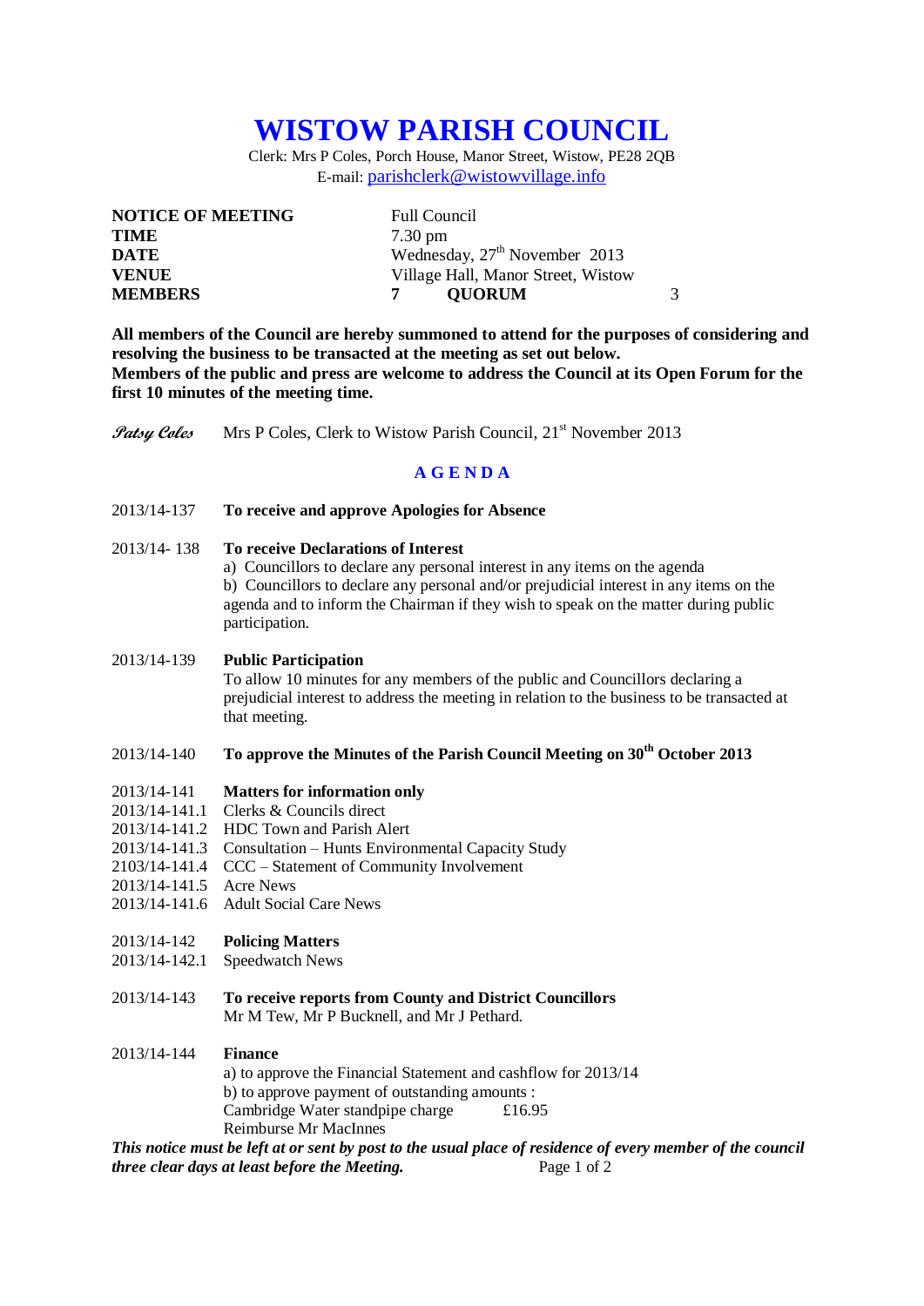# WISTOW PARISH COUNCIL

Clerk: Mrs P Coles, Porch House, Manor Street, Wistow, PE28 2QB
E-mail: parishclerk@wistowvillage.info

| | |
|---|---|
| **NOTICE OF MEETING** | Full Council |
| **TIME** | 7.30 pm |
| **DATE** | Wednesday, 27th November 2013 |
| **VENUE** | Village Hall, Manor Street, Wistow |
| **MEMBERS** | **7 QUORUM** 3 |

**All members of the Council are hereby summoned to attend for the purposes of considering and resolving the business to be transacted at the meeting as set out below.**
**Members of the public and press are welcome to address the Council at its Open Forum for the first 10 minutes of the meeting time.**

*Patsy Coles* Mrs P Coles, Clerk to Wistow Parish Council, 21st November 2013

## A G E N D A

2013/14-137 **To receive and approve Apologies for Absence**

2013/14- 138 **To receive Declarations of Interest**
a) Councillors to declare any personal interest in any items on the agenda
b) Councillors to declare any personal and/or prejudicial interest in any items on the agenda and to inform the Chairman if they wish to speak on the matter during public participation.

2013/14-139 **Public Participation**
To allow 10 minutes for any members of the public and Councillors declaring a prejudicial interest to address the meeting in relation to the business to be transacted at that meeting.

2013/14-140 **To approve the Minutes of the Parish Council Meeting on 30th October 2013**

2013/14-141 **Matters for information only**
2013/14-141.1 Clerks & Councils direct
2013/14-141.2 HDC Town and Parish Alert
2013/14-141.3 Consultation – Hunts Environmental Capacity Study
2103/14-141.4 CCC – Statement of Community Involvement
2013/14-141.5 Acre News
2013/14-141.6 Adult Social Care News

2013/14-142 **Policing Matters**
2013/14-142.1 Speedwatch News

2013/14-143 **To receive reports from County and District Councillors**
Mr M Tew, Mr P Bucknell, and Mr J Pethard.

2013/14-144 **Finance**
a) to approve the Financial Statement and cashflow for 2013/14
b) to approve payment of outstanding amounts :
Cambridge Water standpipe charge £16.95
Reimburse Mr MacInnes

***This notice must be left at or sent by post to the usual place of residence of every member of the council three clear days at least before the Meeting.***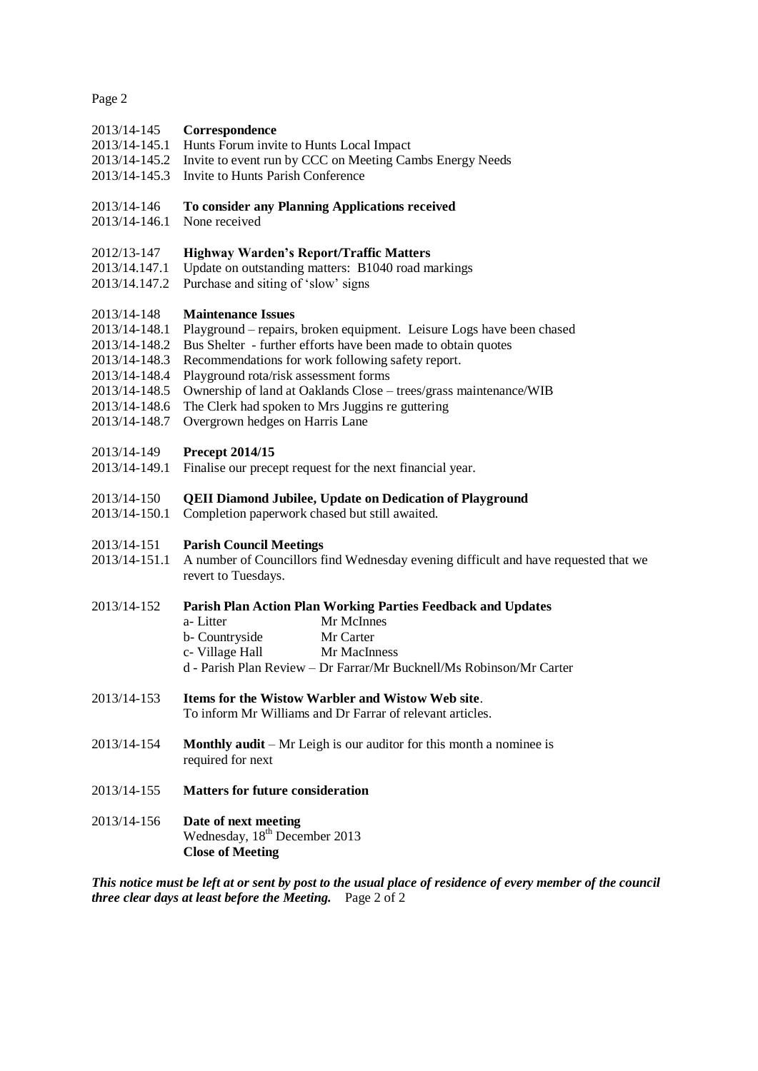2013/14-145 **Correspondence**

2013/14-145.1 Hunts Forum invite to Hunts Local Impact

2013/14-145.2 Invite to event run by CCC on Meeting Cambs Energy Needs

2013/14-145.3 Invite to Hunts Parish Conference

2013/14-146 **To consider any Planning Applications received**

2013/14-146.1 None received

2012/13-147 **Highway Warden's Report/Traffic Matters**

2013/14.147.1 Update on outstanding matters: B1040 road markings

2013/14.147.2 Purchase and siting of 'slow' signs

2013/14-148 **Maintenance Issues**

2013/14-148.1 Playground – repairs, broken equipment. Leisure Logs have been chased

2013/14-148.2 Bus Shelter - further efforts have been made to obtain quotes

2013/14-148.3 Recommendations for work following safety report.

2013/14-148.4 Playground rota/risk assessment forms

2013/14-148.5 Ownership of land at Oaklands Close – trees/grass maintenance/WIB

2013/14-148.6 The Clerk had spoken to Mrs Juggins re guttering

2013/14-148.7 Overgrown hedges on Harris Lane

2013/14-149 **Precept 2014/15**

2013/14-149.1 Finalise our precept request for the next financial year.

2013/14-150 **QEII Diamond Jubilee, Update on Dedication of Playground**

2013/14-150.1 Completion paperwork chased but still awaited.

2013/14-151 **Parish Council Meetings**

2013/14-151.1 A number of Councillors find Wednesday evening difficult and have requested that we revert to Tuesdays.

2013/14-152 **Parish Plan Action Plan Working Parties Feedback and Updates**

a- Litter Mr McInnes

b- Countryside Mr Carter

c- Village Hall Mr MacInness

d - Parish Plan Review – Dr Farrar/Mr Bucknell/Ms Robinson/Mr Carter

2013/14-153 **Items for the Wistow Warbler and Wistow Web site**.
To inform Mr Williams and Dr Farrar of relevant articles.

2013/14-154 **Monthly audit** – Mr Leigh is our auditor for this month a nominee is required for next

2013/14-155 **Matters for future consideration**

2013/14-156 **Date of next meeting**
Wednesday, 18th December 2013
**Close of Meeting**

***This notice must be left at or sent by post to the usual place of residence of every member of the council three clear days at least before the Meeting.***